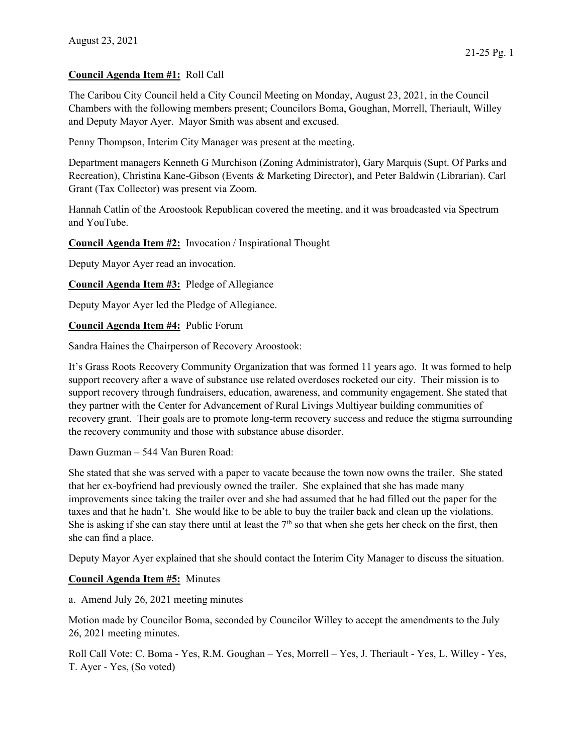**Council Agenda Item #1:** Roll Call

The Caribou City Council held a City Council Meeting on Monday, August 23, 2021, in the Council Chambers with the following members present; Councilors Boma, Goughan, Morrell, Theriault, Willey and Deputy Mayor Ayer. Mayor Smith was absent and excused.

Penny Thompson, Interim City Manager was present at the meeting.

Department managers Kenneth G Murchison (Zoning Administrator), Gary Marquis (Supt. Of Parks and Recreation), Christina Kane-Gibson (Events & Marketing Director), and Peter Baldwin (Librarian). Carl Grant (Tax Collector) was present via Zoom.

Hannah Catlin of the Aroostook Republican covered the meeting, and it was broadcasted via Spectrum and YouTube.

**Council Agenda Item #2:** Invocation / Inspirational Thought

Deputy Mayor Ayer read an invocation.

**Council Agenda Item #3:** Pledge of Allegiance

Deputy Mayor Ayer led the Pledge of Allegiance.

**Council Agenda Item #4:** Public Forum

Sandra Haines the Chairperson of Recovery Aroostook:

It's Grass Roots Recovery Community Organization that was formed 11 years ago. It was formed to help support recovery after a wave of substance use related overdoses rocketed our city. Their mission is to support recovery through fundraisers, education, awareness, and community engagement. She stated that they partner with the Center for Advancement of Rural Livings Multiyear building communities of recovery grant. Their goals are to promote long-term recovery success and reduce the stigma surrounding the recovery community and those with substance abuse disorder.

Dawn Guzman – 544 Van Buren Road:

She stated that she was served with a paper to vacate because the town now owns the trailer. She stated that her ex-boyfriend had previously owned the trailer. She explained that she has made many improvements since taking the trailer over and she had assumed that he had filled out the paper for the taxes and that he hadn't. She would like to be able to buy the trailer back and clean up the violations. She is asking if she can stay there until at least the 7th so that when she gets her check on the first, then she can find a place.

Deputy Mayor Ayer explained that she should contact the Interim City Manager to discuss the situation.

**Council Agenda Item #5:** Minutes

a. Amend July 26, 2021 meeting minutes

Motion made by Councilor Boma, seconded by Councilor Willey to accept the amendments to the July 26, 2021 meeting minutes.

Roll Call Vote: C. Boma - Yes, R.M. Goughan – Yes, Morrell – Yes, J. Theriault - Yes, L. Willey - Yes, T. Ayer - Yes, (So voted)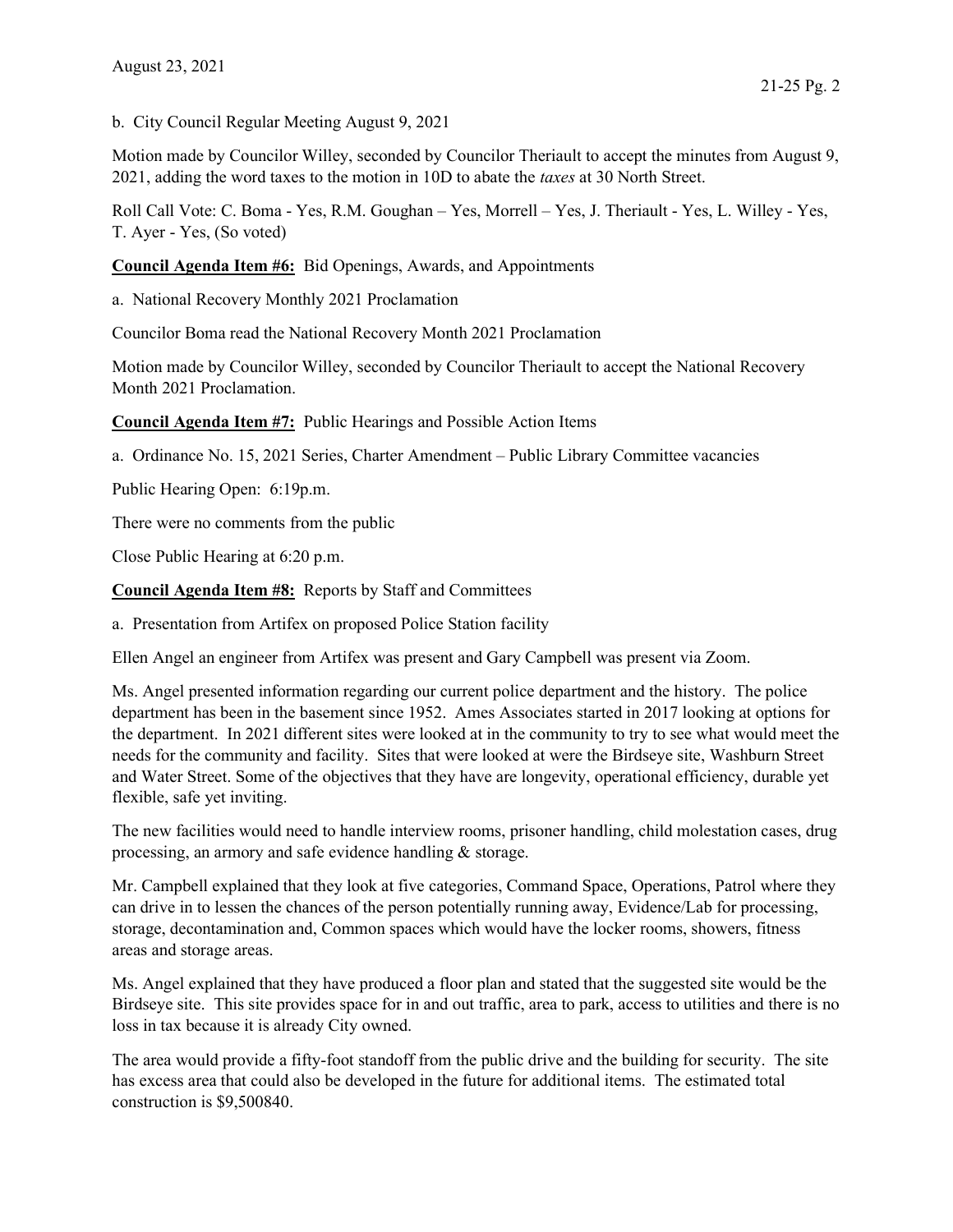b. City Council Regular Meeting August 9, 2021

Motion made by Councilor Willey, seconded by Councilor Theriault to accept the minutes from August 9, 2021, adding the word taxes to the motion in 10D to abate the *taxes* at 30 North Street.

Roll Call Vote: C. Boma - Yes, R.M. Goughan – Yes, Morrell – Yes, J. Theriault - Yes, L. Willey - Yes, T. Ayer - Yes, (So voted)

**Council Agenda Item #6:** Bid Openings, Awards, and Appointments

a. National Recovery Monthly 2021 Proclamation

Councilor Boma read the National Recovery Month 2021 Proclamation

Motion made by Councilor Willey, seconded by Councilor Theriault to accept the National Recovery Month 2021 Proclamation.

**Council Agenda Item #7:** Public Hearings and Possible Action Items

a. Ordinance No. 15, 2021 Series, Charter Amendment – Public Library Committee vacancies

Public Hearing Open: 6:19p.m.

There were no comments from the public

Close Public Hearing at 6:20 p.m.

**Council Agenda Item #8:** Reports by Staff and Committees

a. Presentation from Artifex on proposed Police Station facility

Ellen Angel an engineer from Artifex was present and Gary Campbell was present via Zoom.

Ms. Angel presented information regarding our current police department and the history. The police department has been in the basement since 1952. Ames Associates started in 2017 looking at options for the department. In 2021 different sites were looked at in the community to try to see what would meet the needs for the community and facility. Sites that were looked at were the Birdseye site, Washburn Street and Water Street. Some of the objectives that they have are longevity, operational efficiency, durable yet flexible, safe yet inviting.

The new facilities would need to handle interview rooms, prisoner handling, child molestation cases, drug processing, an armory and safe evidence handling & storage.

Mr. Campbell explained that they look at five categories, Command Space, Operations, Patrol where they can drive in to lessen the chances of the person potentially running away, Evidence/Lab for processing, storage, decontamination and, Common spaces which would have the locker rooms, showers, fitness areas and storage areas.

Ms. Angel explained that they have produced a floor plan and stated that the suggested site would be the Birdseye site. This site provides space for in and out traffic, area to park, access to utilities and there is no loss in tax because it is already City owned.

The area would provide a fifty-foot standoff from the public drive and the building for security. The site has excess area that could also be developed in the future for additional items. The estimated total construction is $9,500840.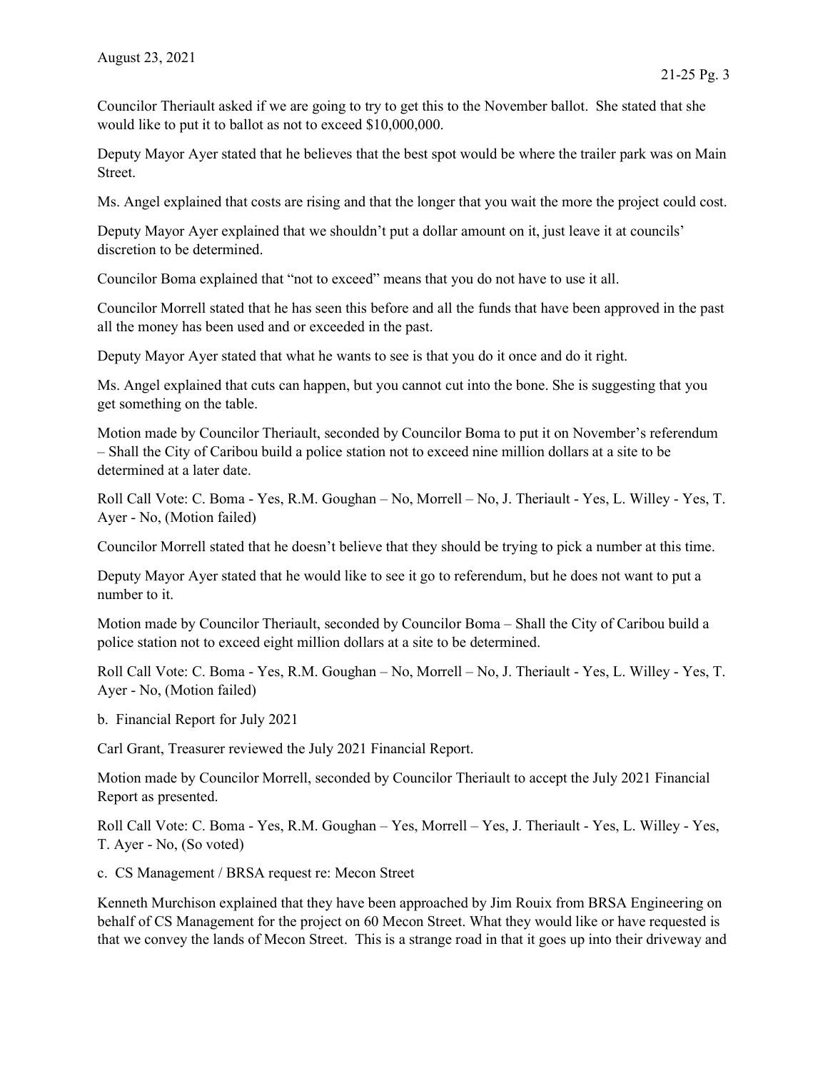Councilor Theriault asked if we are going to try to get this to the November ballot. She stated that she would like to put it to ballot as not to exceed $10,000,000.

Deputy Mayor Ayer stated that he believes that the best spot would be where the trailer park was on Main Street.

Ms. Angel explained that costs are rising and that the longer that you wait the more the project could cost.

Deputy Mayor Ayer explained that we shouldn't put a dollar amount on it, just leave it at councils' discretion to be determined.

Councilor Boma explained that "not to exceed" means that you do not have to use it all.

Councilor Morrell stated that he has seen this before and all the funds that have been approved in the past all the money has been used and or exceeded in the past.

Deputy Mayor Ayer stated that what he wants to see is that you do it once and do it right.

Ms. Angel explained that cuts can happen, but you cannot cut into the bone. She is suggesting that you get something on the table.

Motion made by Councilor Theriault, seconded by Councilor Boma to put it on November's referendum – Shall the City of Caribou build a police station not to exceed nine million dollars at a site to be determined at a later date.

Roll Call Vote: C. Boma - Yes, R.M. Goughan – No, Morrell – No, J. Theriault - Yes, L. Willey - Yes, T. Ayer - No, (Motion failed)

Councilor Morrell stated that he doesn't believe that they should be trying to pick a number at this time.

Deputy Mayor Ayer stated that he would like to see it go to referendum, but he does not want to put a number to it.

Motion made by Councilor Theriault, seconded by Councilor Boma – Shall the City of Caribou build a police station not to exceed eight million dollars at a site to be determined.

Roll Call Vote: C. Boma - Yes, R.M. Goughan – No, Morrell – No, J. Theriault - Yes, L. Willey - Yes, T. Ayer - No, (Motion failed)

b. Financial Report for July 2021

Carl Grant, Treasurer reviewed the July 2021 Financial Report.

Motion made by Councilor Morrell, seconded by Councilor Theriault to accept the July 2021 Financial Report as presented.

Roll Call Vote: C. Boma - Yes, R.M. Goughan – Yes, Morrell – Yes, J. Theriault - Yes, L. Willey - Yes, T. Ayer - No, (So voted)

c. CS Management / BRSA request re: Mecon Street

Kenneth Murchison explained that they have been approached by Jim Rouix from BRSA Engineering on behalf of CS Management for the project on 60 Mecon Street. What they would like or have requested is that we convey the lands of Mecon Street. This is a strange road in that it goes up into their driveway and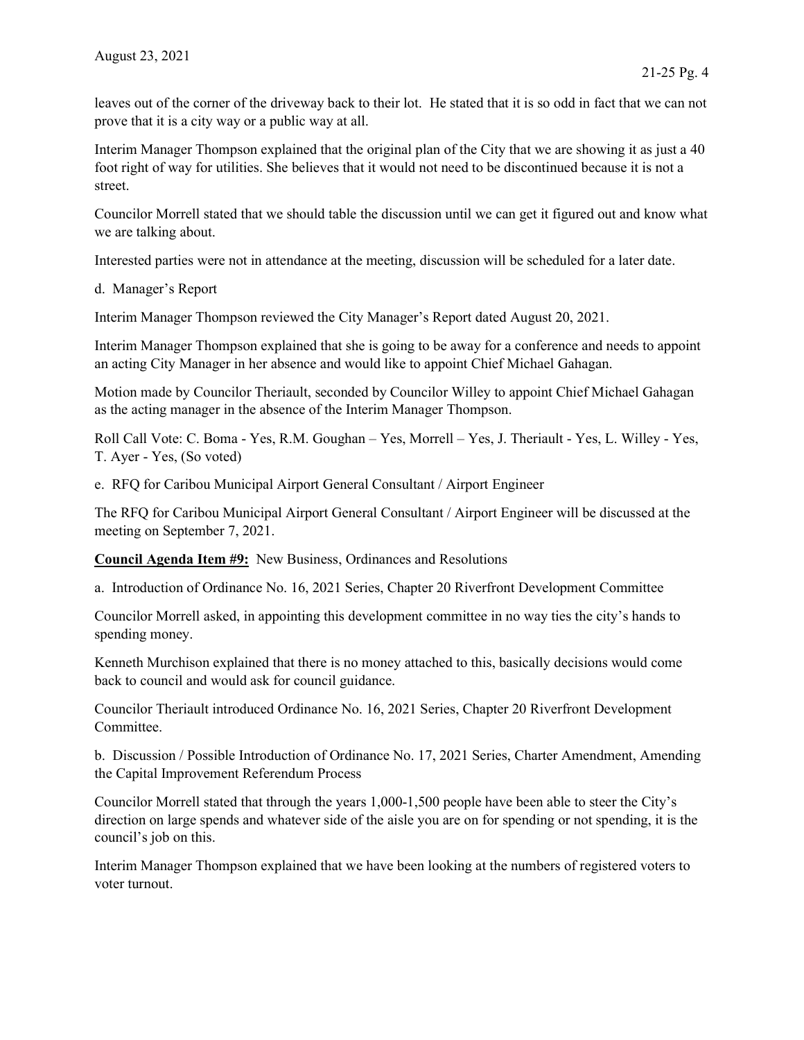leaves out of the corner of the driveway back to their lot. He stated that it is so odd in fact that we can not prove that it is a city way or a public way at all.

Interim Manager Thompson explained that the original plan of the City that we are showing it as just a 40 foot right of way for utilities. She believes that it would not need to be discontinued because it is not a street.

Councilor Morrell stated that we should table the discussion until we can get it figured out and know what we are talking about.

Interested parties were not in attendance at the meeting, discussion will be scheduled for a later date.

d. Manager's Report

Interim Manager Thompson reviewed the City Manager's Report dated August 20, 2021.

Interim Manager Thompson explained that she is going to be away for a conference and needs to appoint an acting City Manager in her absence and would like to appoint Chief Michael Gahagan.

Motion made by Councilor Theriault, seconded by Councilor Willey to appoint Chief Michael Gahagan as the acting manager in the absence of the Interim Manager Thompson.

Roll Call Vote: C. Boma - Yes, R.M. Goughan – Yes, Morrell – Yes, J. Theriault - Yes, L. Willey - Yes, T. Ayer - Yes, (So voted)

e. RFQ for Caribou Municipal Airport General Consultant / Airport Engineer

The RFQ for Caribou Municipal Airport General Consultant / Airport Engineer will be discussed at the meeting on September 7, 2021.

**Council Agenda Item #9:** New Business, Ordinances and Resolutions

a. Introduction of Ordinance No. 16, 2021 Series, Chapter 20 Riverfront Development Committee

Councilor Morrell asked, in appointing this development committee in no way ties the city's hands to spending money.

Kenneth Murchison explained that there is no money attached to this, basically decisions would come back to council and would ask for council guidance.

Councilor Theriault introduced Ordinance No. 16, 2021 Series, Chapter 20 Riverfront Development Committee.

b. Discussion / Possible Introduction of Ordinance No. 17, 2021 Series, Charter Amendment, Amending the Capital Improvement Referendum Process

Councilor Morrell stated that through the years 1,000-1,500 people have been able to steer the City's direction on large spends and whatever side of the aisle you are on for spending or not spending, it is the council's job on this.

Interim Manager Thompson explained that we have been looking at the numbers of registered voters to voter turnout.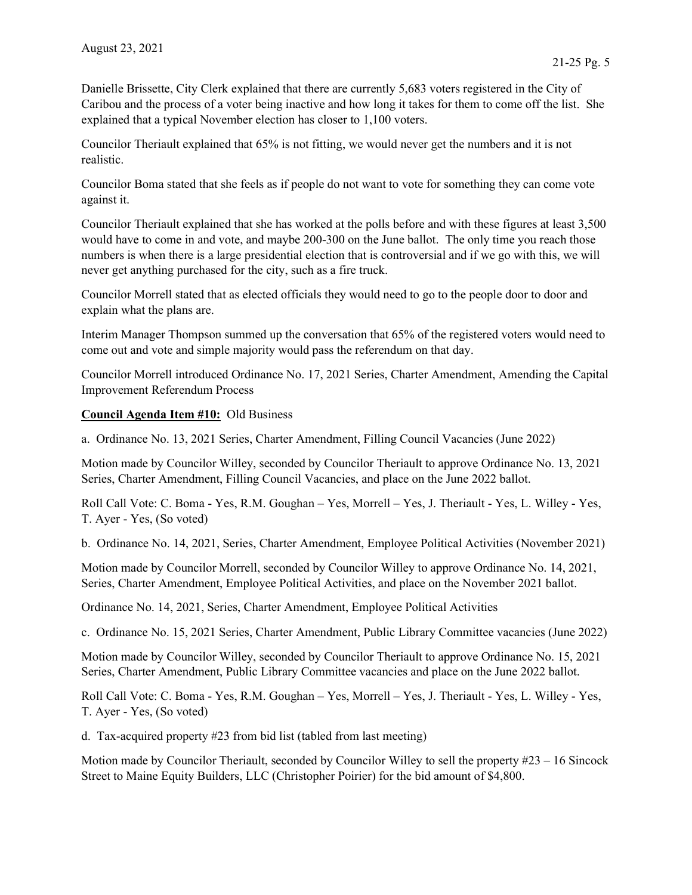Danielle Brissette, City Clerk explained that there are currently 5,683 voters registered in the City of Caribou and the process of a voter being inactive and how long it takes for them to come off the list. She explained that a typical November election has closer to 1,100 voters.

Councilor Theriault explained that 65% is not fitting, we would never get the numbers and it is not realistic.

Councilor Boma stated that she feels as if people do not want to vote for something they can come vote against it.

Councilor Theriault explained that she has worked at the polls before and with these figures at least 3,500 would have to come in and vote, and maybe 200-300 on the June ballot. The only time you reach those numbers is when there is a large presidential election that is controversial and if we go with this, we will never get anything purchased for the city, such as a fire truck.

Councilor Morrell stated that as elected officials they would need to go to the people door to door and explain what the plans are.

Interim Manager Thompson summed up the conversation that 65% of the registered voters would need to come out and vote and simple majority would pass the referendum on that day.

Councilor Morrell introduced Ordinance No. 17, 2021 Series, Charter Amendment, Amending the Capital Improvement Referendum Process

**Council Agenda Item #10:** Old Business

a. Ordinance No. 13, 2021 Series, Charter Amendment, Filling Council Vacancies (June 2022)

Motion made by Councilor Willey, seconded by Councilor Theriault to approve Ordinance No. 13, 2021 Series, Charter Amendment, Filling Council Vacancies, and place on the June 2022 ballot.

Roll Call Vote: C. Boma - Yes, R.M. Goughan – Yes, Morrell – Yes, J. Theriault - Yes, L. Willey - Yes, T. Ayer - Yes, (So voted)

b. Ordinance No. 14, 2021, Series, Charter Amendment, Employee Political Activities (November 2021)

Motion made by Councilor Morrell, seconded by Councilor Willey to approve Ordinance No. 14, 2021, Series, Charter Amendment, Employee Political Activities, and place on the November 2021 ballot.

Ordinance No. 14, 2021, Series, Charter Amendment, Employee Political Activities

c. Ordinance No. 15, 2021 Series, Charter Amendment, Public Library Committee vacancies (June 2022)

Motion made by Councilor Willey, seconded by Councilor Theriault to approve Ordinance No. 15, 2021 Series, Charter Amendment, Public Library Committee vacancies and place on the June 2022 ballot.

Roll Call Vote: C. Boma - Yes, R.M. Goughan – Yes, Morrell – Yes, J. Theriault - Yes, L. Willey - Yes, T. Ayer - Yes, (So voted)

d. Tax-acquired property #23 from bid list (tabled from last meeting)

Motion made by Councilor Theriault, seconded by Councilor Willey to sell the property #23 – 16 Sincock Street to Maine Equity Builders, LLC (Christopher Poirier) for the bid amount of $4,800.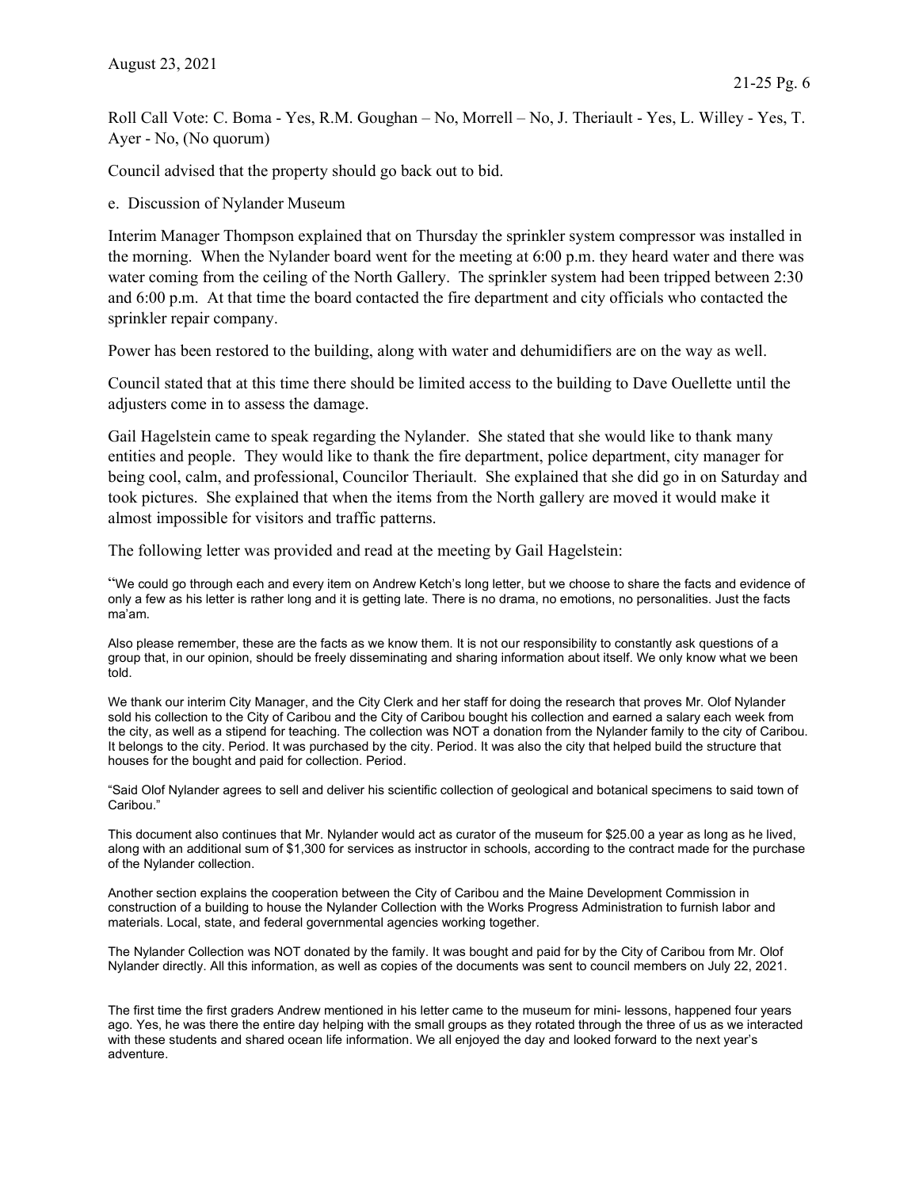Roll Call Vote: C. Boma - Yes, R.M. Goughan – No, Morrell – No, J. Theriault - Yes, L. Willey - Yes, T. Ayer - No, (No quorum)

Council advised that the property should go back out to bid.

e. Discussion of Nylander Museum

Interim Manager Thompson explained that on Thursday the sprinkler system compressor was installed in the morning. When the Nylander board went for the meeting at 6:00 p.m. they heard water and there was water coming from the ceiling of the North Gallery. The sprinkler system had been tripped between 2:30 and 6:00 p.m. At that time the board contacted the fire department and city officials who contacted the sprinkler repair company.

Power has been restored to the building, along with water and dehumidifiers are on the way as well.

Council stated that at this time there should be limited access to the building to Dave Ouellette until the adjusters come in to assess the damage.

Gail Hagelstein came to speak regarding the Nylander. She stated that she would like to thank many entities and people. They would like to thank the fire department, police department, city manager for being cool, calm, and professional, Councilor Theriault. She explained that she did go in on Saturday and took pictures. She explained that when the items from the North gallery are moved it would make it almost impossible for visitors and traffic patterns.

The following letter was provided and read at the meeting by Gail Hagelstein:

"We could go through each and every item on Andrew Ketch's long letter, but we choose to share the facts and evidence of only a few as his letter is rather long and it is getting late. There is no drama, no emotions, no personalities. Just the facts ma'am.

Also please remember, these are the facts as we know them. It is not our responsibility to constantly ask questions of a group that, in our opinion, should be freely disseminating and sharing information about itself. We only know what we been told.

We thank our interim City Manager, and the City Clerk and her staff for doing the research that proves Mr. Olof Nylander sold his collection to the City of Caribou and the City of Caribou bought his collection and earned a salary each week from the city, as well as a stipend for teaching. The collection was NOT a donation from the Nylander family to the city of Caribou. It belongs to the city. Period. It was purchased by the city. Period. It was also the city that helped build the structure that houses for the bought and paid for collection. Period.

"Said Olof Nylander agrees to sell and deliver his scientific collection of geological and botanical specimens to said town of Caribou."

This document also continues that Mr. Nylander would act as curator of the museum for $25.00 a year as long as he lived, along with an additional sum of $1,300 for services as instructor in schools, according to the contract made for the purchase of the Nylander collection.

Another section explains the cooperation between the City of Caribou and the Maine Development Commission in construction of a building to house the Nylander Collection with the Works Progress Administration to furnish labor and materials. Local, state, and federal governmental agencies working together.

The Nylander Collection was NOT donated by the family. It was bought and paid for by the City of Caribou from Mr. Olof Nylander directly. All this information, as well as copies of the documents was sent to council members on July 22, 2021.

The first time the first graders Andrew mentioned in his letter came to the museum for mini- lessons, happened four years ago. Yes, he was there the entire day helping with the small groups as they rotated through the three of us as we interacted with these students and shared ocean life information. We all enjoyed the day and looked forward to the next year's adventure.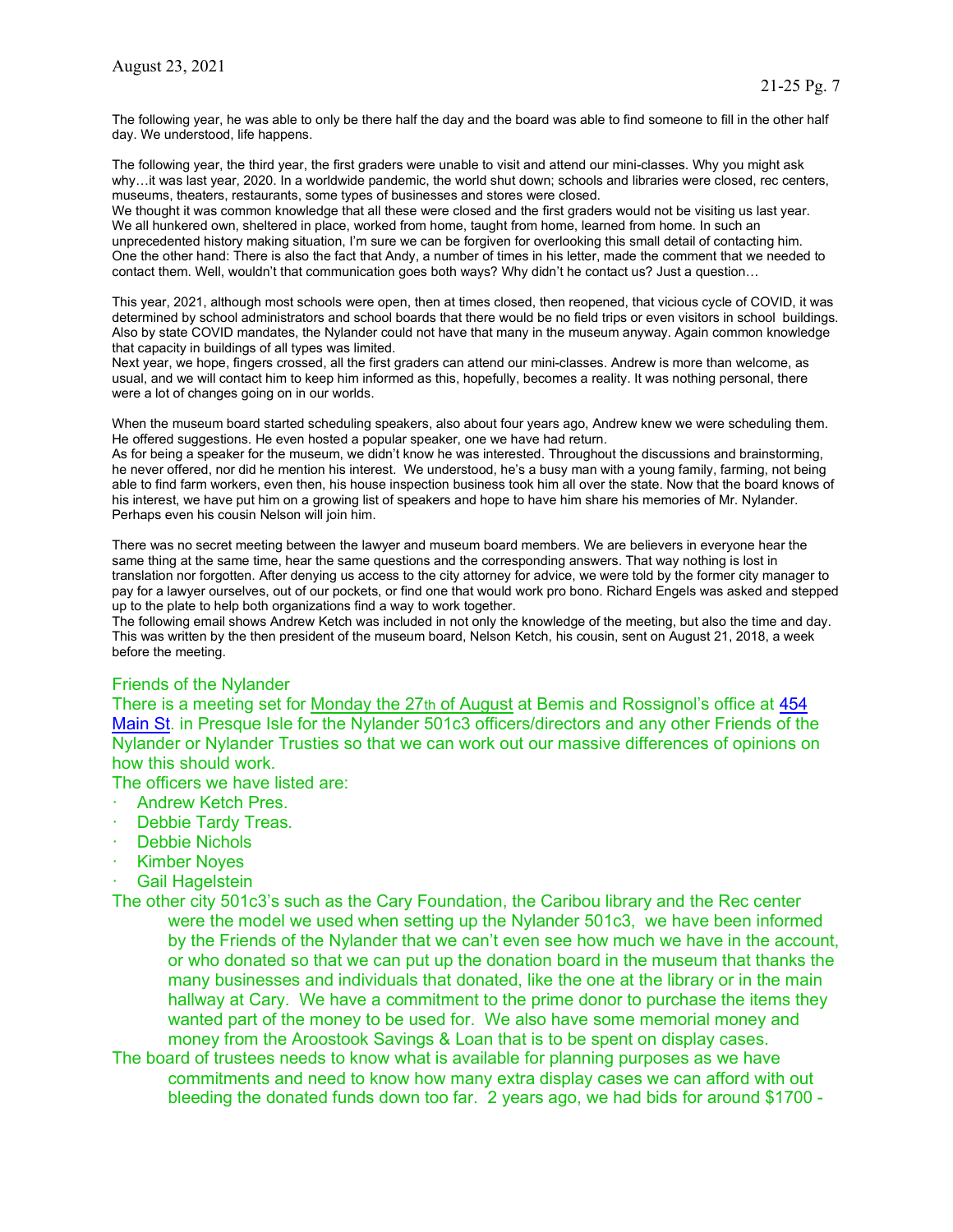The following year, he was able to only be there half the day and the board was able to find someone to fill in the other half day. We understood, life happens.

The following year, the third year, the first graders were unable to visit and attend our mini-classes. Why you might ask why…it was last year, 2020. In a worldwide pandemic, the world shut down; schools and libraries were closed, rec centers, museums, theaters, restaurants, some types of businesses and stores were closed.
We thought it was common knowledge that all these were closed and the first graders would not be visiting us last year. We all hunkered own, sheltered in place, worked from home, taught from home, learned from home. In such an unprecedented history making situation, I'm sure we can be forgiven for overlooking this small detail of contacting him. One the other hand: There is also the fact that Andy, a number of times in his letter, made the comment that we needed to contact them. Well, wouldn't that communication goes both ways? Why didn't he contact us? Just a question…

This year, 2021, although most schools were open, then at times closed, then reopened, that vicious cycle of COVID, it was determined by school administrators and school boards that there would be no field trips or even visitors in school buildings. Also by state COVID mandates, the Nylander could not have that many in the museum anyway. Again common knowledge that capacity in buildings of all types was limited.
Next year, we hope, fingers crossed, all the first graders can attend our mini-classes. Andrew is more than welcome, as usual, and we will contact him to keep him informed as this, hopefully, becomes a reality. It was nothing personal, there were a lot of changes going on in our worlds.

When the museum board started scheduling speakers, also about four years ago, Andrew knew we were scheduling them. He offered suggestions. He even hosted a popular speaker, one we have had return.
As for being a speaker for the museum, we didn't know he was interested. Throughout the discussions and brainstorming, he never offered, nor did he mention his interest. We understood, he's a busy man with a young family, farming, not being able to find farm workers, even then, his house inspection business took him all over the state. Now that the board knows of his interest, we have put him on a growing list of speakers and hope to have him share his memories of Mr. Nylander. Perhaps even his cousin Nelson will join him.

There was no secret meeting between the lawyer and museum board members. We are believers in everyone hear the same thing at the same time, hear the same questions and the corresponding answers. That way nothing is lost in translation nor forgotten. After denying us access to the city attorney for advice, we were told by the former city manager to pay for a lawyer ourselves, out of our pockets, or find one that would work pro bono. Richard Engels was asked and stepped up to the plate to help both organizations find a way to work together.
The following email shows Andrew Ketch was included in not only the knowledge of the meeting, but also the time and day. This was written by the then president of the museum board, Nelson Ketch, his cousin, sent on August 21, 2018, a week before the meeting.

Friends of the Nylander
There is a meeting set for Monday the 27th of August at Bemis and Rossignol's office at 454 Main St. in Presque Isle for the Nylander 501c3 officers/directors and any other Friends of the Nylander or Nylander Trusties so that we can work out our massive differences of opinions on how this should work.
The officers we have listed are:

- Andrew Ketch Pres.
- Debbie Tardy Treas.
- Debbie Nichols
- Kimber Noyes
- Gail Hagelstein

The other city 501c3's such as the Cary Foundation, the Caribou library and the Rec center were the model we used when setting up the Nylander 501c3, we have been informed by the Friends of the Nylander that we can't even see how much we have in the account, or who donated so that we can put up the donation board in the museum that thanks the many businesses and individuals that donated, like the one at the library or in the main hallway at Cary. We have a commitment to the prime donor to purchase the items they wanted part of the money to be used for. We also have some memorial money and money from the Aroostook Savings & Loan that is to be spent on display cases.
The board of trustees needs to know what is available for planning purposes as we have commitments and need to know how many extra display cases we can afford with out bleeding the donated funds down too far. 2 years ago, we had bids for around $1700 -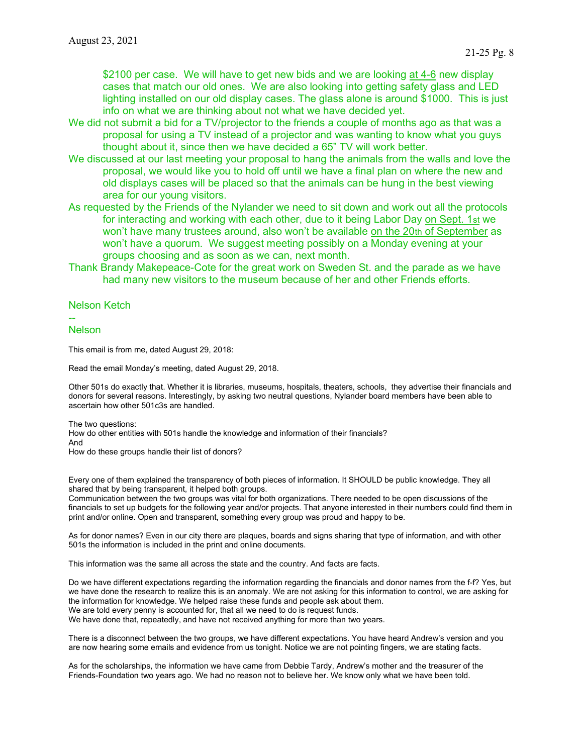$2100 per case. We will have to get new bids and we are looking at 4-6 new display cases that match our old ones. We are also looking into getting safety glass and LED lighting installed on our old display cases. The glass alone is around $1000. This is just info on what we are thinking about not what we have decided yet.

We did not submit a bid for a TV/projector to the friends a couple of months ago as that was a proposal for using a TV instead of a projector and was wanting to know what you guys thought about it, since then we have decided a 65" TV will work better.

We discussed at our last meeting your proposal to hang the animals from the walls and love the proposal, we would like you to hold off until we have a final plan on where the new and old displays cases will be placed so that the animals can be hung in the best viewing area for our young visitors.

As requested by the Friends of the Nylander we need to sit down and work out all the protocols for interacting and working with each other, due to it being Labor Day on Sept. 1st we won't have many trustees around, also won't be available on the 20th of September as won't have a quorum. We suggest meeting possibly on a Monday evening at your groups choosing and as soon as we can, next month.

Thank Brandy Makepeace-Cote for the great work on Sweden St. and the parade as we have had many new visitors to the museum because of her and other Friends efforts.

Nelson Ketch

--

Nelson

This email is from me, dated August 29, 2018:

Read the email Monday's meeting, dated August 29, 2018.

Other 501s do exactly that. Whether it is libraries, museums, hospitals, theaters, schools, they advertise their financials and donors for several reasons. Interestingly, by asking two neutral questions, Nylander board members have been able to ascertain how other 501c3s are handled.

The two questions:
How do other entities with 501s handle the knowledge and information of their financials?
And
How do these groups handle their list of donors?

Every one of them explained the transparency of both pieces of information. It SHOULD be public knowledge. They all shared that by being transparent, it helped both groups.
Communication between the two groups was vital for both organizations. There needed to be open discussions of the financials to set up budgets for the following year and/or projects. That anyone interested in their numbers could find them in print and/or online. Open and transparent, something every group was proud and happy to be.

As for donor names? Even in our city there are plaques, boards and signs sharing that type of information, and with other 501s the information is included in the print and online documents.

This information was the same all across the state and the country. And facts are facts.

Do we have different expectations regarding the information regarding the financials and donor names from the f-f? Yes, but we have done the research to realize this is an anomaly. We are not asking for this information to control, we are asking for the information for knowledge. We helped raise these funds and people ask about them.
We are told every penny is accounted for, that all we need to do is request funds.
We have done that, repeatedly, and have not received anything for more than two years.

There is a disconnect between the two groups, we have different expectations. You have heard Andrew's version and you are now hearing some emails and evidence from us tonight. Notice we are not pointing fingers, we are stating facts.

As for the scholarships, the information we have came from Debbie Tardy, Andrew's mother and the treasurer of the Friends-Foundation two years ago. We had no reason not to believe her. We know only what we have been told.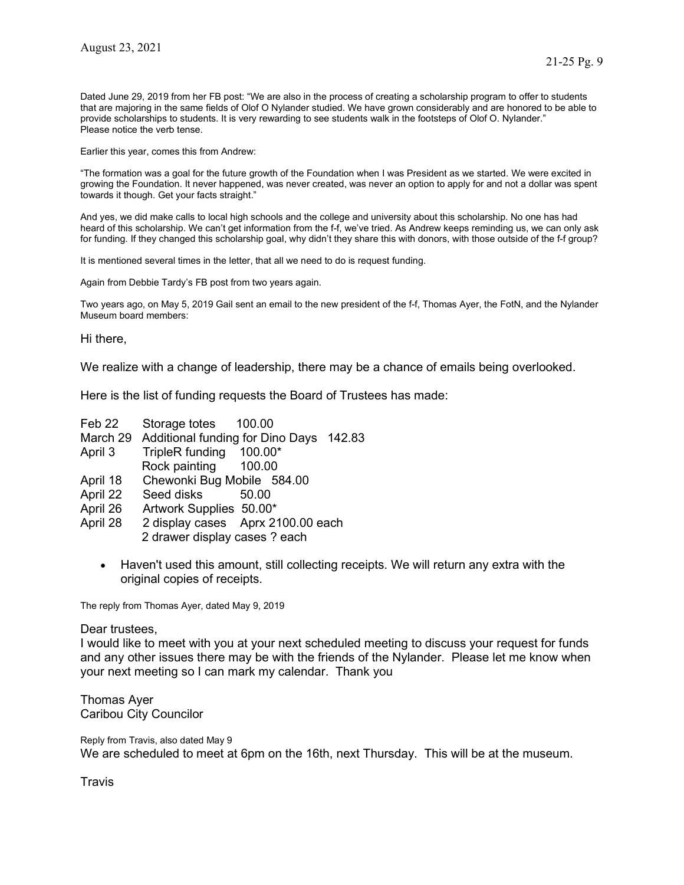Dated June 29, 2019 from her FB post: "We are also in the process of creating a scholarship program to offer to students that are majoring in the same fields of Olof O Nylander studied. We have grown considerably and are honored to be able to provide scholarships to students. It is very rewarding to see students walk in the footsteps of Olof O. Nylander."
Please notice the verb tense.

Earlier this year, comes this from Andrew:

"The formation was a goal for the future growth of the Foundation when I was President as we started. We were excited in growing the Foundation. It never happened, was never created, was never an option to apply for and not a dollar was spent towards it though. Get your facts straight."

And yes, we did make calls to local high schools and the college and university about this scholarship. No one has had heard of this scholarship. We can't get information from the f-f, we've tried. As Andrew keeps reminding us, we can only ask for funding. If they changed this scholarship goal, why didn't they share this with donors, with those outside of the f-f group?

It is mentioned several times in the letter, that all we need to do is request funding.

Again from Debbie Tardy's FB post from two years again.

Two years ago, on May 5, 2019 Gail sent an email to the new president of the f-f, Thomas Ayer, the FotN, and the Nylander Museum board members:

Hi there,

We realize with a change of leadership, there may be a chance of emails being overlooked.

Here is the list of funding requests the Board of Trustees has made:

| | | |
|---|---|---|
| Feb 22 | Storage totes | 100.00 |
| March 29 | Additional funding for Dino Days | 142.83 |
| April 3 | TripleR funding | 100.00* |
| | Rock painting | 100.00 |
| April 18 | Chewonki Bug Mobile | 584.00 |
| April 22 | Seed disks | 50.00 |
| April 26 | Artwork Supplies | 50.00* |
| April 28 | 2 display cases | Aprx 2100.00 each |
| | 2 drawer display cases | ? each |

- Haven't used this amount, still collecting receipts. We will return any extra with the original copies of receipts.

The reply from Thomas Ayer, dated May 9, 2019

Dear trustees,
I would like to meet with you at your next scheduled meeting to discuss your request for funds and any other issues there may be with the friends of the Nylander. Please let me know when your next meeting so I can mark my calendar. Thank you

Thomas Ayer
Caribou City Councilor

Reply from Travis, also dated May 9
We are scheduled to meet at 6pm on the 16th, next Thursday. This will be at the museum.

Travis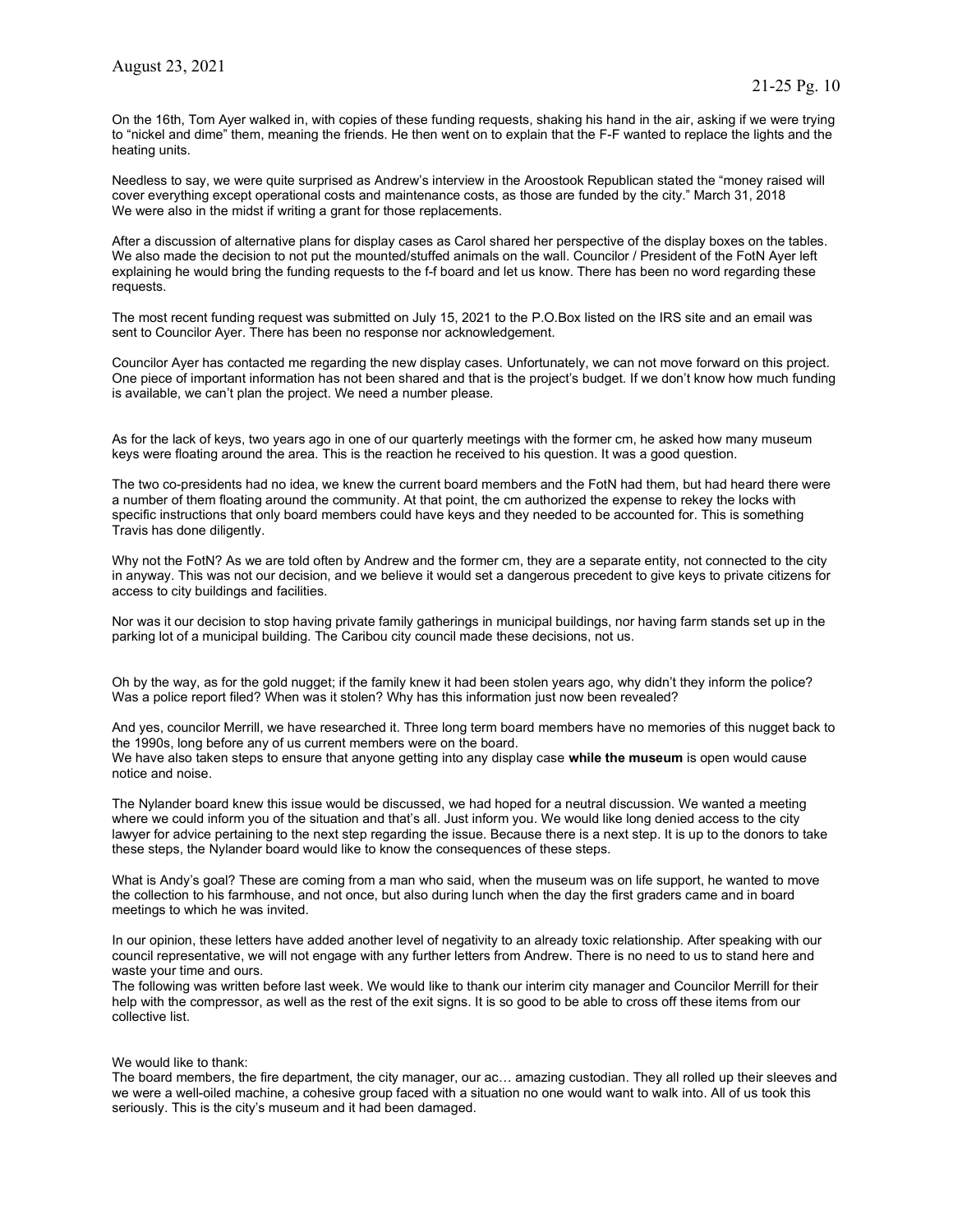On the 16th, Tom Ayer walked in, with copies of these funding requests, shaking his hand in the air, asking if we were trying to "nickel and dime" them, meaning the friends. He then went on to explain that the F-F wanted to replace the lights and the heating units.

Needless to say, we were quite surprised as Andrew's interview in the Aroostook Republican stated the "money raised will cover everything except operational costs and maintenance costs, as those are funded by the city." March 31, 2018
We were also in the midst if writing a grant for those replacements.

After a discussion of alternative plans for display cases as Carol shared her perspective of the display boxes on the tables. We also made the decision to not put the mounted/stuffed animals on the wall. Councilor / President of the FotN Ayer left explaining he would bring the funding requests to the f-f board and let us know. There has been no word regarding these requests.

The most recent funding request was submitted on July 15, 2021 to the P.O.Box listed on the IRS site and an email was sent to Councilor Ayer. There has been no response nor acknowledgement.

Councilor Ayer has contacted me regarding the new display cases. Unfortunately, we can not move forward on this project. One piece of important information has not been shared and that is the project's budget. If we don't know how much funding is available, we can't plan the project. We need a number please.

As for the lack of keys, two years ago in one of our quarterly meetings with the former cm, he asked how many museum keys were floating around the area. This is the reaction he received to his question. It was a good question.

The two co-presidents had no idea, we knew the current board members and the FotN had them, but had heard there were a number of them floating around the community. At that point, the cm authorized the expense to rekey the locks with specific instructions that only board members could have keys and they needed to be accounted for. This is something Travis has done diligently.

Why not the FotN? As we are told often by Andrew and the former cm, they are a separate entity, not connected to the city in anyway. This was not our decision, and we believe it would set a dangerous precedent to give keys to private citizens for access to city buildings and facilities.

Nor was it our decision to stop having private family gatherings in municipal buildings, nor having farm stands set up in the parking lot of a municipal building. The Caribou city council made these decisions, not us.

Oh by the way, as for the gold nugget; if the family knew it had been stolen years ago, why didn't they inform the police? Was a police report filed? When was it stolen? Why has this information just now been revealed?

And yes, councilor Merrill, we have researched it. Three long term board members have no memories of this nugget back to the 1990s, long before any of us current members were on the board.
We have also taken steps to ensure that anyone getting into any display case **while the museum** is open would cause notice and noise.

The Nylander board knew this issue would be discussed, we had hoped for a neutral discussion. We wanted a meeting where we could inform you of the situation and that's all. Just inform you. We would like long denied access to the city lawyer for advice pertaining to the next step regarding the issue. Because there is a next step. It is up to the donors to take these steps, the Nylander board would like to know the consequences of these steps.

What is Andy's goal? These are coming from a man who said, when the museum was on life support, he wanted to move the collection to his farmhouse, and not once, but also during lunch when the day the first graders came and in board meetings to which he was invited.

In our opinion, these letters have added another level of negativity to an already toxic relationship. After speaking with our council representative, we will not engage with any further letters from Andrew. There is no need to us to stand here and waste your time and ours.
The following was written before last week. We would like to thank our interim city manager and Councilor Merrill for their help with the compressor, as well as the rest of the exit signs. It is so good to be able to cross off these items from our collective list.

We would like to thank:
The board members, the fire department, the city manager, our ac… amazing custodian. They all rolled up their sleeves and we were a well-oiled machine, a cohesive group faced with a situation no one would want to walk into. All of us took this seriously. This is the city's museum and it had been damaged.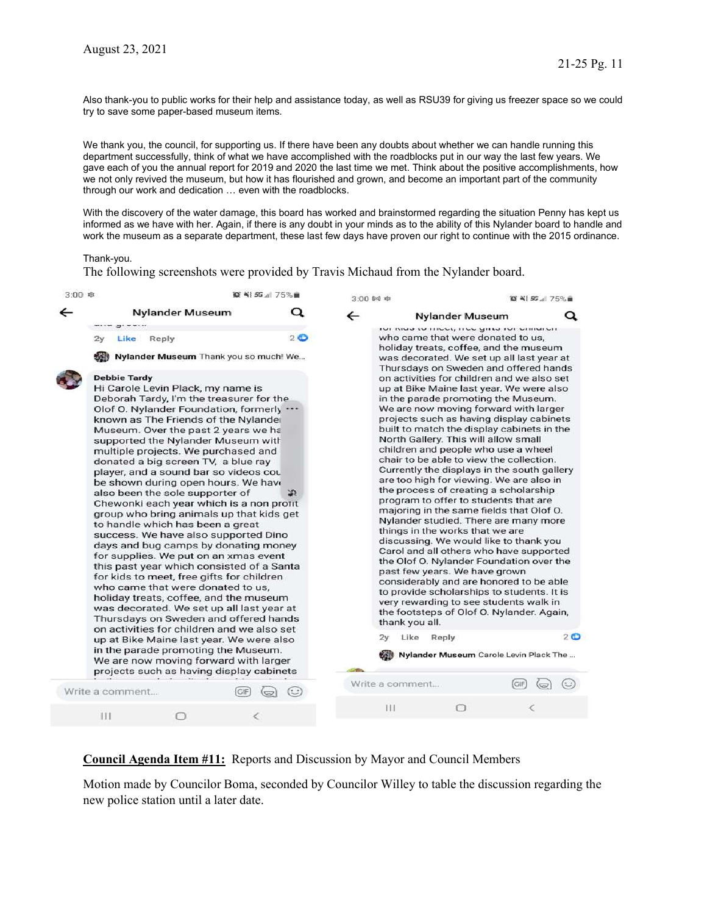Also thank-you to public works for their help and assistance today, as well as RSU39 for giving us freezer space so we could try to save some paper-based museum items.

We thank you, the council, for supporting us. If there have been any doubts about whether we can handle running this department successfully, think of what we have accomplished with the roadblocks put in our way the last few years. We gave each of you the annual report for 2019 and 2020 the last time we met. Think about the positive accomplishments, how we not only revived the museum, but how it has flourished and grown, and become an important part of the community through our work and dedication … even with the roadblocks.

With the discovery of the water damage, this board has worked and brainstormed regarding the situation Penny has kept us informed as we have with her. Again, if there is any doubt in your minds as to the ability of this Nylander board to handle and work the museum as a separate department, these last few days have proven our right to continue with the 2015 ordinance.

Thank-you.

The following screenshots were provided by Travis Michaud from the Nylander board.

3:00 75%

Nylander Museum

2y Like Reply 2

Nylander Museum Thank you so much! We...

Debbie Tardy
Hi Carole Levin Plack, my name is Deborah Tardy, I'm the treasurer for the Olof O. Nylander Foundation, formerly known as The Friends of the Nylander Museum. Over the past 2 years we ha supported the Nylander Museum with multiple projects. We purchased and donated a big screen TV, a blue ray player, and a sound bar so videos cou be shown during open hours. We have also been the sole supporter of Chewonki each year which is a non profit group who bring animals up that kids get to handle which has been a great success. We have also supported Dino days and bug camps by donating money for supplies. We put on an xmas event this past year which consisted of a Santa for kids to meet, free gifts for children who came that were donated to us, holiday treats, coffee, and the museum was decorated. We set up all last year at Thursdays on Sweden and offered hands on activities for children and we also set up at Bike Maine last year. We were also in the parade promoting the Museum. We are now moving forward with larger projects such as having display cabinets

Write a comment...

3:00 75%

Nylander Museum

for kids to meet, free gifts for children who came that were donated to us, holiday treats, coffee, and the museum was decorated. We set up all last year at Thursdays on Sweden and offered hands on activities for children and we also set up at Bike Maine last year. We were also in the parade promoting the Museum. We are now moving forward with larger projects such as having display cabinets built to match the display cabinets in the North Gallery. This will allow small children and people who use a wheel chair to be able to view the collection. Currently the displays in the south gallery are too high for viewing. We are also in the process of creating a scholarship program to offer to students that are majoring in the same fields that Olof O. Nylander studied. There are many more things in the works that we are discussing. We would like to thank you Carol and all others who have supported the Olof O. Nylander Foundation over the past few years. We have grown considerably and are honored to be able to provide scholarships to students. It is very rewarding to see students walk in the footsteps of Olof O. Nylander. Again, thank you all.

2y Like Reply 2

Nylander Museum Carole Levin Plack The ...

Write a comment...

**Council Agenda Item #11:** Reports and Discussion by Mayor and Council Members

Motion made by Councilor Boma, seconded by Councilor Willey to table the discussion regarding the new police station until a later date.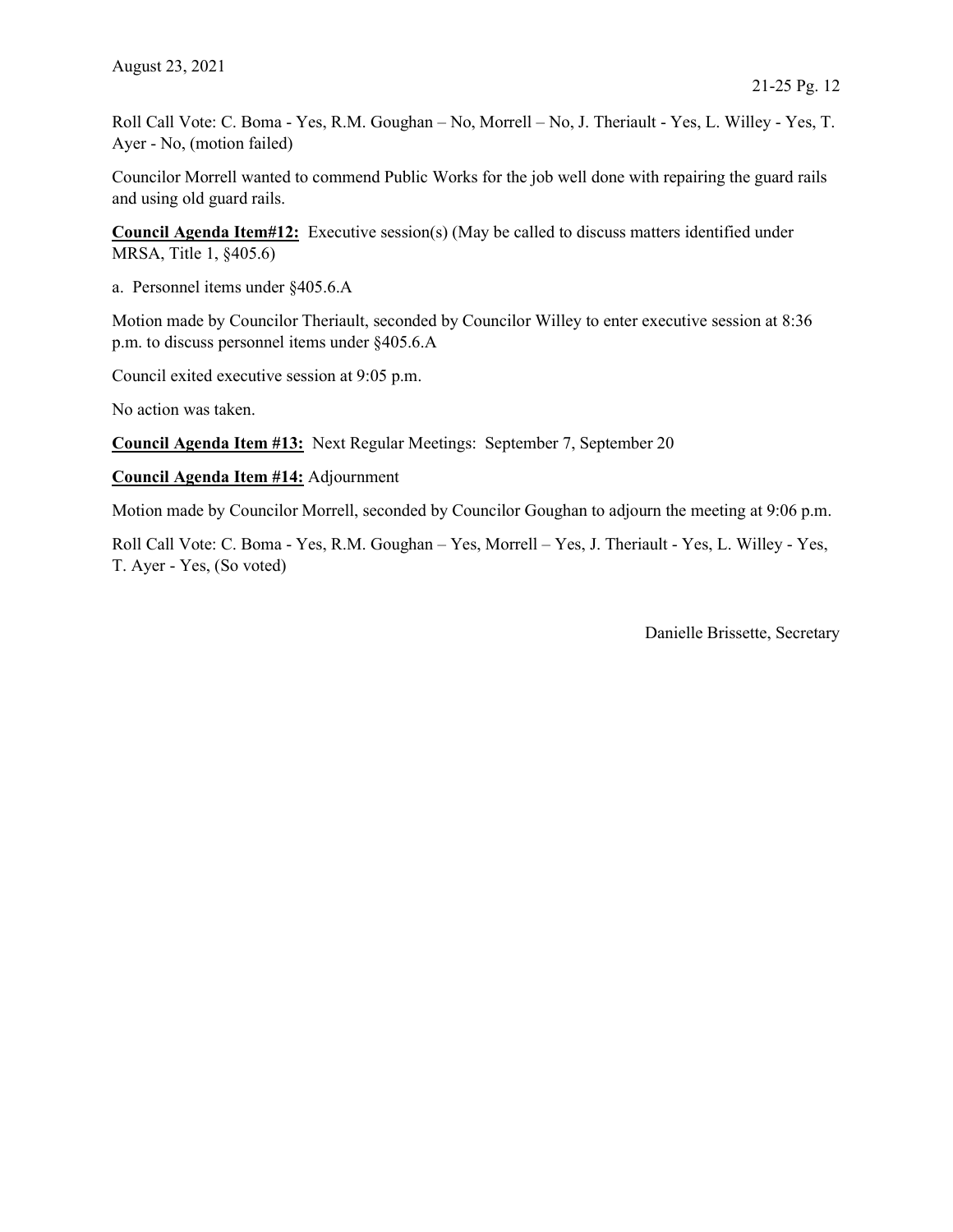Roll Call Vote: C. Boma - Yes, R.M. Goughan – No, Morrell – No, J. Theriault - Yes, L. Willey - Yes, T. Ayer - No, (motion failed)

Councilor Morrell wanted to commend Public Works for the job well done with repairing the guard rails and using old guard rails.

**Council Agenda Item#12:** Executive session(s) (May be called to discuss matters identified under MRSA, Title 1, §405.6)

a. Personnel items under §405.6.A

Motion made by Councilor Theriault, seconded by Councilor Willey to enter executive session at 8:36 p.m. to discuss personnel items under §405.6.A

Council exited executive session at 9:05 p.m.

No action was taken.

**Council Agenda Item #13:** Next Regular Meetings: September 7, September 20

**Council Agenda Item #14:** Adjournment

Motion made by Councilor Morrell, seconded by Councilor Goughan to adjourn the meeting at 9:06 p.m.

Roll Call Vote: C. Boma - Yes, R.M. Goughan – Yes, Morrell – Yes, J. Theriault - Yes, L. Willey - Yes, T. Ayer - Yes, (So voted)

Danielle Brissette, Secretary